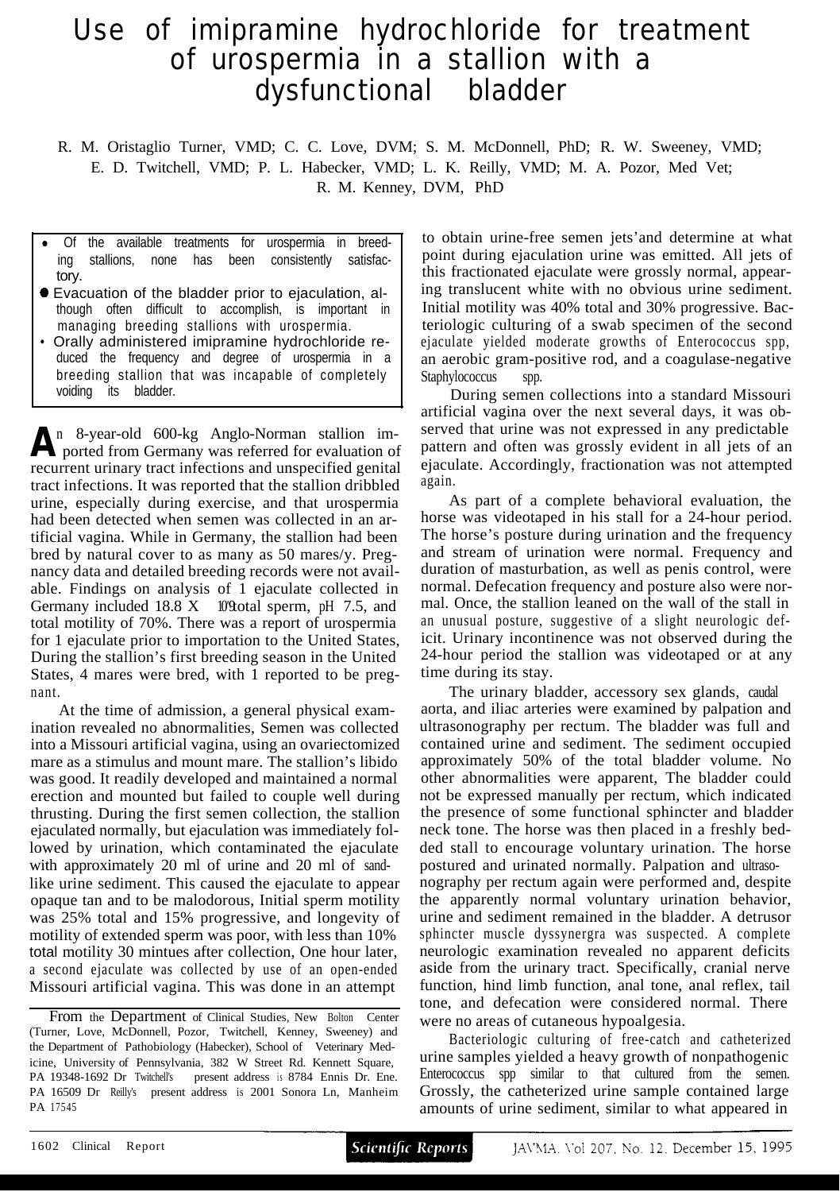# Use of imipramine hydrochloride for treatment of urospermia in a stallion with a dysfunctional bladder

R. M. Oristaglio Turner, VMD; C. C. Love, DVM; S. M. McDonnell, PhD; R. W. Sweeney, VMD; E. D. Twitchell, VMD; P. L. Habecker, VMD; L. K. Reilly, VMD; M. A. Pozor, Med Vet; R. M. Kenney, DVM, PhD

- Of the available treatments for urospermia in breeding stallions, none has been consistently satisfactory.
- Evacuation of the bladder prior to ejaculation, although often difficult to accomplish, is important in managing breeding stallions with urospermia.
- Orally administered imipramine hydrochloride reduced the frequency and degree of urospermia in a breeding stallion that was incapable of completely voiding its bladder.

An 8-year-old 600-kg Anglo-Norman stallion imported from Germany was referred for evaluation of recurrent urinary tract infections and unspecified genital tract infections. It was reported that the stallion dribbled urine, especially during exercise, and that urospermia had been detected when semen was collected in an artificial vagina. While in Germany, the stallion had been bred by natural cover to as many as 50 mares/y. Pregnancy data and detailed breeding records were not available. Findings on analysis of 1 ejaculate collected in Germany included $18.8 \times 10^9$ total sperm, pH 7.5, and total motility of 70%. There was a report of urospermia for 1 ejaculate prior to importation to the United States, During the stallion's first breeding season in the United States, 4 mares were bred, with 1 reported to be pregnant.

At the time of admission, a general physical examination revealed no abnormalities, Semen was collected into a Missouri artificial vagina, using an ovariectomized mare as a stimulus and mount mare. The stallion's libido was good. It readily developed and maintained a normal erection and mounted but failed to couple well during thrusting. During the first semen collection, the stallion ejaculated normally, but ejaculation was immediately followed by urination, which contaminated the ejaculate with approximately 20 ml of urine and 20 ml of sand-like urine sediment. This caused the ejaculate to appear opaque tan and to be malodorous, Initial sperm motility was 25% total and 15% progressive, and longevity of motility of extended sperm was poor, with less than 10% total motility 30 mintues after collection, One hour later, a second ejaculate was collected by use of an open-ended Missouri artificial vagina. This was done in an attempt to obtain urine-free semen jets'and determine at what point during ejaculation urine was emitted. All jets of this fractionated ejaculate were grossly normal, appearing translucent white with no obvious urine sediment. Initial motility was 40% total and 30% progressive. Bacteriologic culturing of a swab specimen of the second ejaculate yielded moderate growths of *Enterococcus* spp, an aerobic gram-positive rod, and a coagulase-negative *Staphylococcus* spp.

During semen collections into a standard Missouri artificial vagina over the next several days, it was observed that urine was not expressed in any predictable pattern and often was grossly evident in all jets of an ejaculate. Accordingly, fractionation was not attempted again.

As part of a complete behavioral evaluation, the horse was videotaped in his stall for a 24-hour period. The horse's posture during urination and the frequency and stream of urination were normal. Frequency and duration of masturbation, as well as penis control, were normal. Defecation frequency and posture also were normal. Once, the stallion leaned on the wall of the stall in an unusual posture, suggestive of a slight neurologic deficit. Urinary incontinence was not observed during the 24-hour period the stallion was videotaped or at any time during its stay.

The urinary bladder, accessory sex glands, caudal aorta, and iliac arteries were examined by palpation and ultrasonography per rectum. The bladder was full and contained urine and sediment. The sediment occupied approximately 50% of the total bladder volume. No other abnormalities were apparent, The bladder could not be expressed manually per rectum, which indicated the presence of some functional sphincter and bladder neck tone. The horse was then placed in a freshly bedded stall to encourage voluntary urination. The horse postured and urinated normally. Palpation and ultrasonography per rectum again were performed and, despite the apparently normal voluntary urination behavior, urine and sediment remained in the bladder. A detrusor sphincter muscle dyssynergra was suspected. A complete neurologic examination revealed no apparent deficits aside from the urinary tract. Specifically, cranial nerve function, hind limb function, anal tone, anal reflex, tail tone, and defecation were considered normal. There were no areas of cutaneous hypoalgesia.

Bacteriologic culturing of free-catch and catheterized urine samples yielded a heavy growth of nonpathogenic *Enterococcus* spp similar to that cultured from the semen. Grossly, the catheterized urine sample contained large amounts of urine sediment, similar to what appeared in

From the Department of Clinical Studies, New Bolton Center (Turner, Love, McDonnell, Pozor, Twitchell, Kenney, Sweeney) and the Department of Pathobiology (Habecker), School of Veterinary Medicine, University of Pennsylvania, 382 W Street Rd. Kennett Square, PA 19348-1692 Dr Twitchell's present address is 8784 Ennis Dr. Ene. PA 16509 Dr Reilly's present address is 2001 Sonora Ln, Manheim PA 17545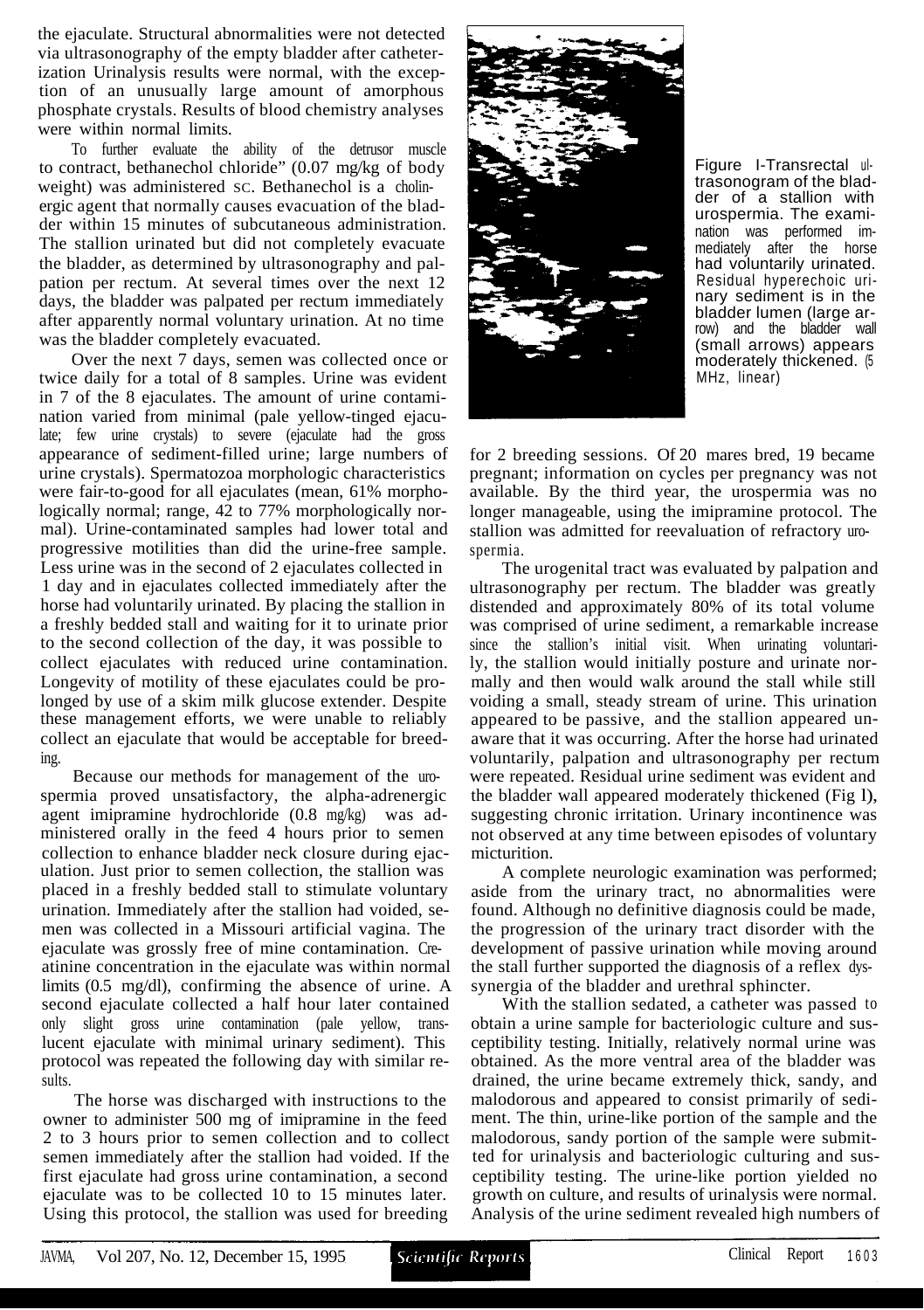the ejaculate. Structural abnormalities were not detected via ultrasonography of the empty bladder after catheterization Urinalysis results were normal, with the exception of an unusually large amount of amorphous phosphate crystals. Results of blood chemistry analyses were within normal limits.

To further evaluate the ability of the detrusor muscle to contract, bethanechol chloride" (0.07 mg/kg of body weight) was administered SC. Bethanechol is a cholinergic agent that normally causes evacuation of the bladder within 15 minutes of subcutaneous administration. The stallion urinated but did not completely evacuate the bladder, as determined by ultrasonography and palpation per rectum. At several times over the next 12 days, the bladder was palpated per rectum immediately after apparently normal voluntary urination. At no time was the bladder completely evacuated.

Over the next 7 days, semen was collected once or twice daily for a total of 8 samples. Urine was evident in 7 of the 8 ejaculates. The amount of urine contamination varied from minimal (pale yellow-tinged ejaculate; few urine crystals) to severe (ejaculate had the gross appearance of sediment-filled urine; large numbers of urine crystals). Spermatozoa morphologic characteristics were fair-to-good for all ejaculates (mean, 61% morphologically normal; range, 42 to 77% morphologically normal). Urine-contaminated samples had lower total and progressive motilities than did the urine-free sample. Less urine was in the second of 2 ejaculates collected in 1 day and in ejaculates collected immediately after the horse had voluntarily urinated. By placing the stallion in a freshly bedded stall and waiting for it to urinate prior to the second collection of the day, it was possible to collect ejaculates with reduced urine contamination. Longevity of motility of these ejaculates could be prolonged by use of a skim milk glucose extender. Despite these management efforts, we were unable to reliably collect an ejaculate that would be acceptable for breeding.

Because our methods for management of the urospermia proved unsatisfactory, the alpha-adrenergic agent imipramine hydrochloride (0.8 mg/kg) was administered orally in the feed 4 hours prior to semen collection to enhance bladder neck closure during ejaculation. Just prior to semen collection, the stallion was placed in a freshly bedded stall to stimulate voluntary urination. Immediately after the stallion had voided, semen was collected in a Missouri artificial vagina. The ejaculate was grossly free of mine contamination. Creatinine concentration in the ejaculate was within normal limits (0.5 mg/dl), confirming the absence of urine. A second ejaculate collected a half hour later contained only slight gross urine contamination (pale yellow, translucent ejaculate with minimal urinary sediment). This protocol was repeated the following day with similar results.

The horse was discharged with instructions to the owner to administer 500 mg of imipramine in the feed 2 to 3 hours prior to semen collection and to collect semen immediately after the stallion had voided. If the first ejaculate had gross urine contamination, a second ejaculate was to be collected 10 to 15 minutes later. Using this protocol, the stallion was used for breeding for 2 breeding sessions. Of 20 mares bred, 19 became pregnant; information on cycles per pregnancy was not available. By the third year, the urospermia was no longer manageable, using the imipramine protocol. The stallion was admitted for reevaluation of refractory urospermia.

Figure 1—Transrectal ultrasonogram of the bladder of a stallion with urospermia. The examination was performed immediately after the horse had voluntarily urinated. Residual hyperechoic urinary sediment is in the bladder lumen (large arrow) and the bladder wall (small arrows) appears moderately thickened. (5 MHz, linear)

The urogenital tract was evaluated by palpation and ultrasonography per rectum. The bladder was greatly distended and approximately 80% of its total volume was comprised of urine sediment, a remarkable increase since the stallion's initial visit. When urinating voluntarily, the stallion would initially posture and urinate normally and then would walk around the stall while still voiding a small, steady stream of urine. This urination appeared to be passive, and the stallion appeared unaware that it was occurring. After the horse had urinated voluntarily, palpation and ultrasonography per rectum were repeated. Residual urine sediment was evident and the bladder wall appeared moderately thickened (Fig 1), suggesting chronic irritation. Urinary incontinence was not observed at any time between episodes of voluntary micturition.

A complete neurologic examination was performed; aside from the urinary tract, no abnormalities were found. Although no definitive diagnosis could be made, the progression of the urinary tract disorder with the development of passive urination while moving around the stall further supported the diagnosis of a reflex dyssynergia of the bladder and urethral sphincter.

With the stallion sedated, a catheter was passed to obtain a urine sample for bacteriologic culture and susceptibility testing. Initially, relatively normal urine was obtained. As the more ventral area of the bladder was drained, the urine became extremely thick, sandy, and malodorous and appeared to consist primarily of sediment. The thin, urine-like portion of the sample and the malodorous, sandy portion of the sample were submitted for urinalysis and bacteriologic culturing and susceptibility testing. The urine-like portion yielded no growth on culture, and results of urinalysis were normal. Analysis of the urine sediment revealed high numbers of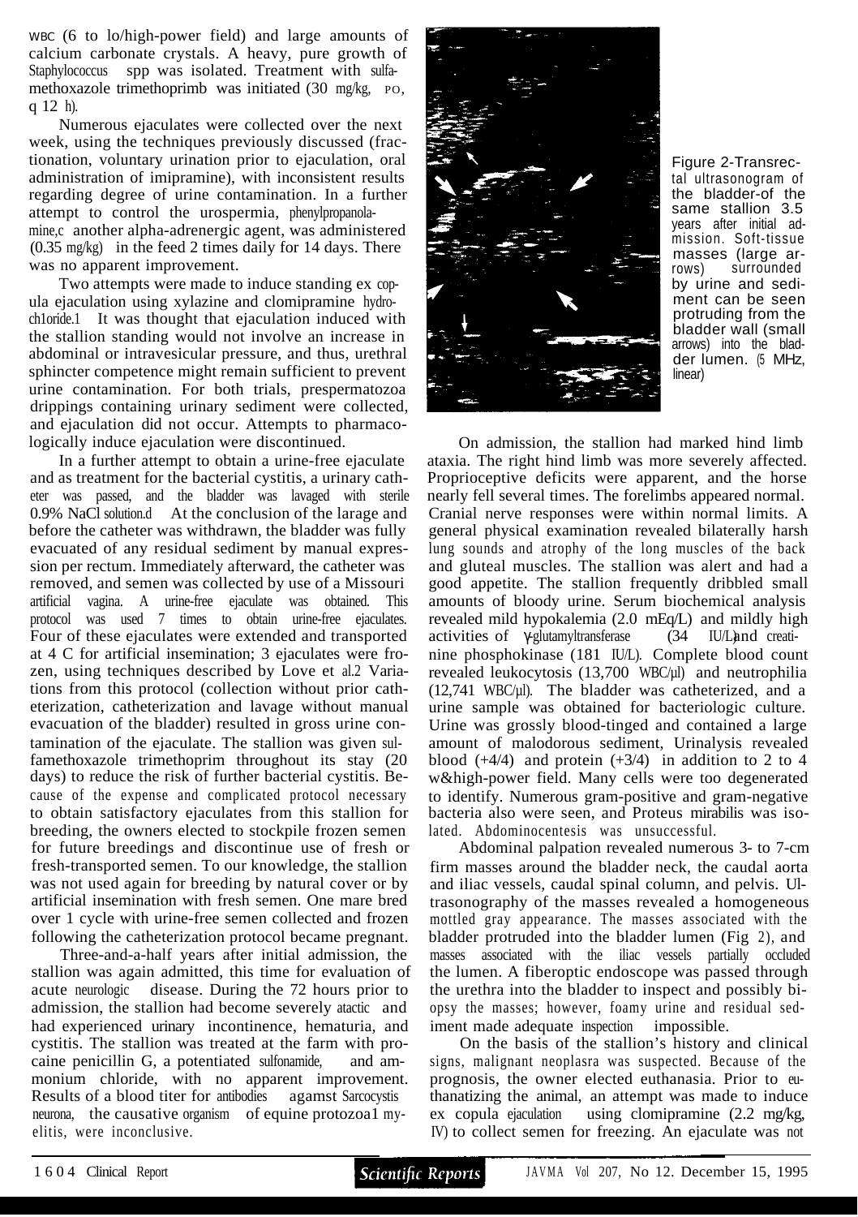WBC (6 to 10/high-power field) and large amounts of calcium carbonate crystals. A heavy, pure growth of Staphylococcus spp was isolated. Treatment with sulfamethoxazole trimethoprimb was initiated (30 mg/kg, PO, q 12 h).

Numerous ejaculates were collected over the next week, using the techniques previously discussed (fractionation, voluntary urination prior to ejaculation, oral administration of imipramine), with inconsistent results regarding degree of urine contamination. In a further attempt to control the urospermia, phenylpropanolamine,c another alpha-adrenergic agent, was administered (0.35 mg/kg) in the feed 2 times daily for 14 days. There was no apparent improvement.

Two attempts were made to induce standing ex copula ejaculation using xylazine and clomipramine hydrochloride.[1] It was thought that ejaculation induced with the stallion standing would not involve an increase in abdominal or intravesicular pressure, and thus, urethral sphincter competence might remain sufficient to prevent urine contamination. For both trials, prespermatozoa drippings containing urinary sediment were collected, and ejaculation did not occur. Attempts to pharmacologically induce ejaculation were discontinued.

In a further attempt to obtain a urine-free ejaculate and as treatment for the bacterial cystitis, a urinary catheter was passed, and the bladder was lavaged with sterile 0.9% NaCl solution.d At the conclusion of the larage and before the catheter was withdrawn, the bladder was fully evacuated of any residual sediment by manual expression per rectum. Immediately afterward, the catheter was removed, and semen was collected by use of a Missouri artificial vagina. A urine-free ejaculate was obtained. This protocol was used 7 times to obtain urine-free ejaculates. Four of these ejaculates were extended and transported at 4 C for artificial insemination; 3 ejaculates were frozen, using techniques described by Love et al.[2] Variations from this protocol (collection without prior catheterization, catheterization and lavage without manual evacuation of the bladder) resulted in gross urine contamination of the ejaculate. The stallion was given sulfamethoxazole trimethoprim throughout its stay (20 days) to reduce the risk of further bacterial cystitis. Because of the expense and complicated protocol necessary to obtain satisfactory ejaculates from this stallion for breeding, the owners elected to stockpile frozen semen for future breedings and discontinue use of fresh or fresh-transported semen. To our knowledge, the stallion was not used again for breeding by natural cover or by artificial insemination with fresh semen. One mare bred over 1 cycle with urine-free semen collected and frozen following the catheterization protocol became pregnant.

Three-and-a-half years after initial admission, the stallion was again admitted, this time for evaluation of acute neurologic disease. During the 72 hours prior to admission, the stallion had become severely atactic and had experienced urinary incontinence, hematuria, and cystitis. The stallion was treated at the farm with procaine penicillin G, a potentiated sulfonamide, and ammonium chloride, with no apparent improvement. Results of a blood titer for antibodies against Sarcocystis neurona, the causative organism of equine protozoal myelitis, were inconclusive.

Figure 2-Transrectal ultrasonogram of the bladder-of the same stallion 3.5 years after initial admission. Soft-tissue masses (large arrows) surrounded by urine and sediment can be seen protruding from the bladder wall (small arrows) into the bladder lumen. (5 MHz, linear)

On admission, the stallion had marked hind limb ataxia. The right hind limb was more severely affected. Proprioceptive deficits were apparent, and the horse nearly fell several times. The forelimbs appeared normal. Cranial nerve responses were within normal limits. A general physical examination revealed bilaterally harsh lung sounds and atrophy of the long muscles of the back and gluteal muscles. The stallion was alert and had a good appetite. The stallion frequently dribbled small amounts of bloody urine. Serum biochemical analysis revealed mild hypokalemia (2.0 mEq/L) and mildly high activities of γ-glutamyltransferase (34 IU/L) and creatinine phosphokinase (181 IU/L). Complete blood count revealed leukocytosis (13,700 WBC/µl) and neutrophilia (12,741 WBC/µl). The bladder was catheterized, and a urine sample was obtained for bacteriologic culture. Urine was grossly blood-tinged and contained a large amount of malodorous sediment, Urinalysis revealed blood (+4/4) and protein (+3/4) in addition to 2 to 4 WBC/high-power field. Many cells were too degenerated to identify. Numerous gram-positive and gram-negative bacteria also were seen, and Proteus mirabilis was isolated. Abdominocentesis was unsuccessful.

Abdominal palpation revealed numerous 3- to 7-cm firm masses around the bladder neck, the caudal aorta and iliac vessels, caudal spinal column, and pelvis. Ultrasonography of the masses revealed a homogeneous mottled gray appearance. The masses associated with the bladder protruded into the bladder lumen (Fig 2), and masses associated with the iliac vessels partially occluded the lumen. A fiberoptic endoscope was passed through the urethra into the bladder to inspect and possibly biopsy the masses; however, foamy urine and residual sediment made adequate inspection impossible.

On the basis of the stallion's history and clinical signs, malignant neoplasra was suspected. Because of the prognosis, the owner elected euthanasia. Prior to euthanatizing the animal, an attempt was made to induce ex copula ejaculation using clomipramine (2.2 mg/kg, IV) to collect semen for freezing. An ejaculate was not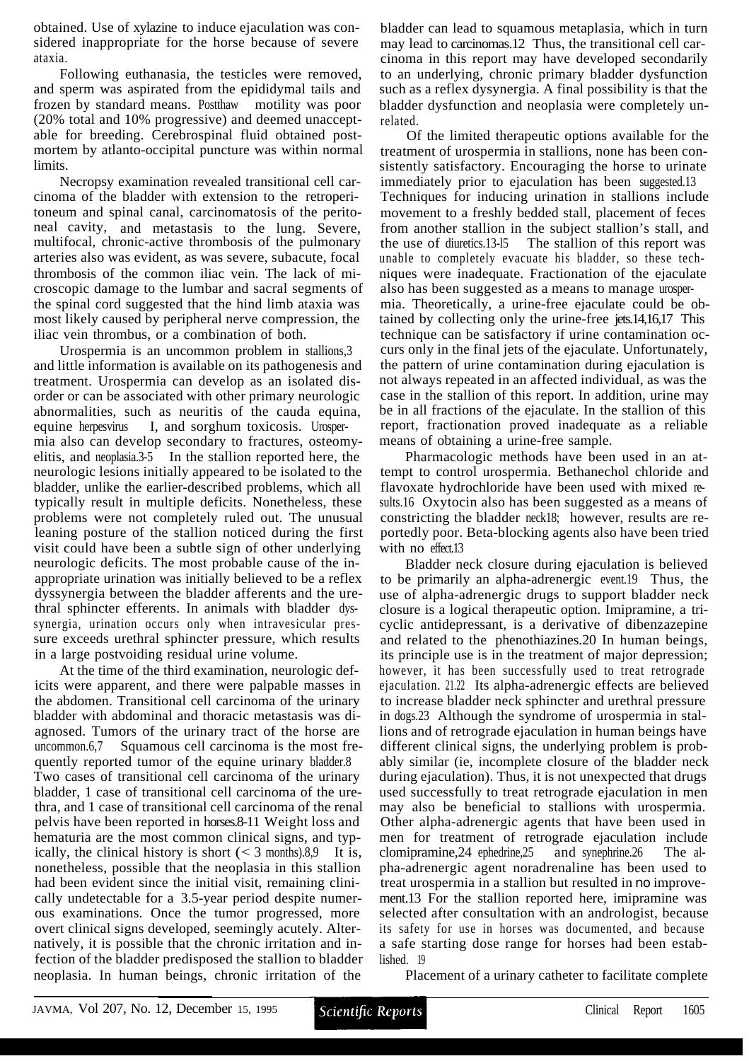obtained. Use of xylazine to induce ejaculation was considered inappropriate for the horse because of severe ataxia.

Following euthanasia, the testicles were removed, and sperm was aspirated from the epididymal tails and frozen by standard means. Postthaw motility was poor (20% total and 10% progressive) and deemed unacceptable for breeding. Cerebrospinal fluid obtained postmortem by atlanto-occipital puncture was within normal limits.

Necropsy examination revealed transitional cell carcinoma of the bladder with extension to the retroperitoneum and spinal canal, carcinomatosis of the peritoneal cavity, and metastasis to the lung. Severe, multifocal, chronic-active thrombosis of the pulmonary arteries also was evident, as was severe, subacute, focal thrombosis of the common iliac vein. The lack of microscopic damage to the lumbar and sacral segments of the spinal cord suggested that the hind limb ataxia was most likely caused by peripheral nerve compression, the iliac vein thrombus, or a combination of both.

Urospermia is an uncommon problem in stallions,[3] and little information is available on its pathogenesis and treatment. Urospermia can develop as an isolated disorder or can be associated with other primary neurologic abnormalities, such as neuritis of the cauda equina, equine herpesvirus I, and sorghum toxicosis. Urospermia also can develop secondary to fractures, osteomyelitis, and neoplasia.[3-5] In the stallion reported here, the neurologic lesions initially appeared to be isolated to the bladder, unlike the earlier-described problems, which all typically result in multiple deficits. Nonetheless, these problems were not completely ruled out. The unusual leaning posture of the stallion noticed during the first visit could have been a subtle sign of other underlying neurologic deficits. The most probable cause of the inappropriate urination was initially believed to be a reflex dyssynergia between the bladder afferents and the urethral sphincter efferents. In animals with bladder dyssynergia, urination occurs only when intravesicular pressure exceeds urethral sphincter pressure, which results in a large postvoiding residual urine volume.

At the time of the third examination, neurologic deficits were apparent, and there were palpable masses in the abdomen. Transitional cell carcinoma of the urinary bladder with abdominal and thoracic metastasis was diagnosed. Tumors of the urinary tract of the horse are uncommon.[6,7] Squamous cell carcinoma is the most frequently reported tumor of the equine urinary bladder.[8] Two cases of transitional cell carcinoma of the urinary bladder, 1 case of transitional cell carcinoma of the urethra, and 1 case of transitional cell carcinoma of the renal pelvis have been reported in horses.[8-11] Weight loss and hematuria are the most common clinical signs, and typically, the clinical history is short (< 3 months).[8,9] It is, nonetheless, possible that the neoplasia in this stallion had been evident since the initial visit, remaining clinically undetectable for a 3.5-year period despite numerous examinations. Once the tumor progressed, more overt clinical signs developed, seemingly acutely. Alternatively, it is possible that the chronic irritation and infection of the bladder predisposed the stallion to bladder neoplasia. In human beings, chronic irritation of the bladder can lead to squamous metaplasia, which in turn may lead to carcinomas.[12] Thus, the transitional cell carcinoma in this report may have developed secondarily to an underlying, chronic primary bladder dysfunction such as a reflex dysynergia. A final possibility is that the bladder dysfunction and neoplasia were completely unrelated.

Of the limited therapeutic options available for the treatment of urospermia in stallions, none has been consistently satisfactory. Encouraging the horse to urinate immediately prior to ejaculation has been suggested.[13] Techniques for inducing urination in stallions include movement to a freshly bedded stall, placement of feces from another stallion in the subject stallion's stall, and the use of diuretics.[13-15] The stallion of this report was unable to completely evacuate his bladder, so these techniques were inadequate. Fractionation of the ejaculate also has been suggested as a means to manage urospermia. Theoretically, a urine-free ejaculate could be obtained by collecting only the urine-free jets.[14,16,17] This technique can be satisfactory if urine contamination occurs only in the final jets of the ejaculate. Unfortunately, the pattern of urine contamination during ejaculation is not always repeated in an affected individual, as was the case in the stallion of this report. In addition, urine may be in all fractions of the ejaculate. In the stallion of this report, fractionation proved inadequate as a reliable means of obtaining a urine-free sample.

Pharmacologic methods have been used in an attempt to control urospermia. Bethanechol chloride and flavoxate hydrochloride have been used with mixed results.[16] Oxytocin also has been suggested as a means of constricting the bladder neck[18]; however, results are reportedly poor. Beta-blocking agents also have been tried with no effect.[13]

Bladder neck closure during ejaculation is believed to be primarily an alpha-adrenergic event.[19] Thus, the use of alpha-adrenergic drugs to support bladder neck closure is a logical therapeutic option. Imipramine, a tricyclic antidepressant, is a derivative of dibenzazepine and related to the phenothiazines.[20] In human beings, its principle use is in the treatment of major depression; however, it has been successfully used to treat retrograde ejaculation.[21,22] Its alpha-adrenergic effects are believed to increase bladder neck sphincter and urethral pressure in dogs.[23] Although the syndrome of urospermia in stallions and of retrograde ejaculation in human beings have different clinical signs, the underlying problem is probably similar (ie, incomplete closure of the bladder neck during ejaculation). Thus, it is not unexpected that drugs used successfully to treat retrograde ejaculation in men may also be beneficial to stallions with urospermia. Other alpha-adrenergic agents that have been used in men for treatment of retrograde ejaculation include clomipramine,[24] ephedrine,[25] and synephrine.[26] The alpha-adrenergic agent noradrenaline has been used to treat urospermia in a stallion but resulted in no improvement.[13] For the stallion reported here, imipramine was selected after consultation with an andrologist, because its safety for use in horses was documented, and because a safe starting dose range for horses had been established.[19]

Placement of a urinary catheter to facilitate complete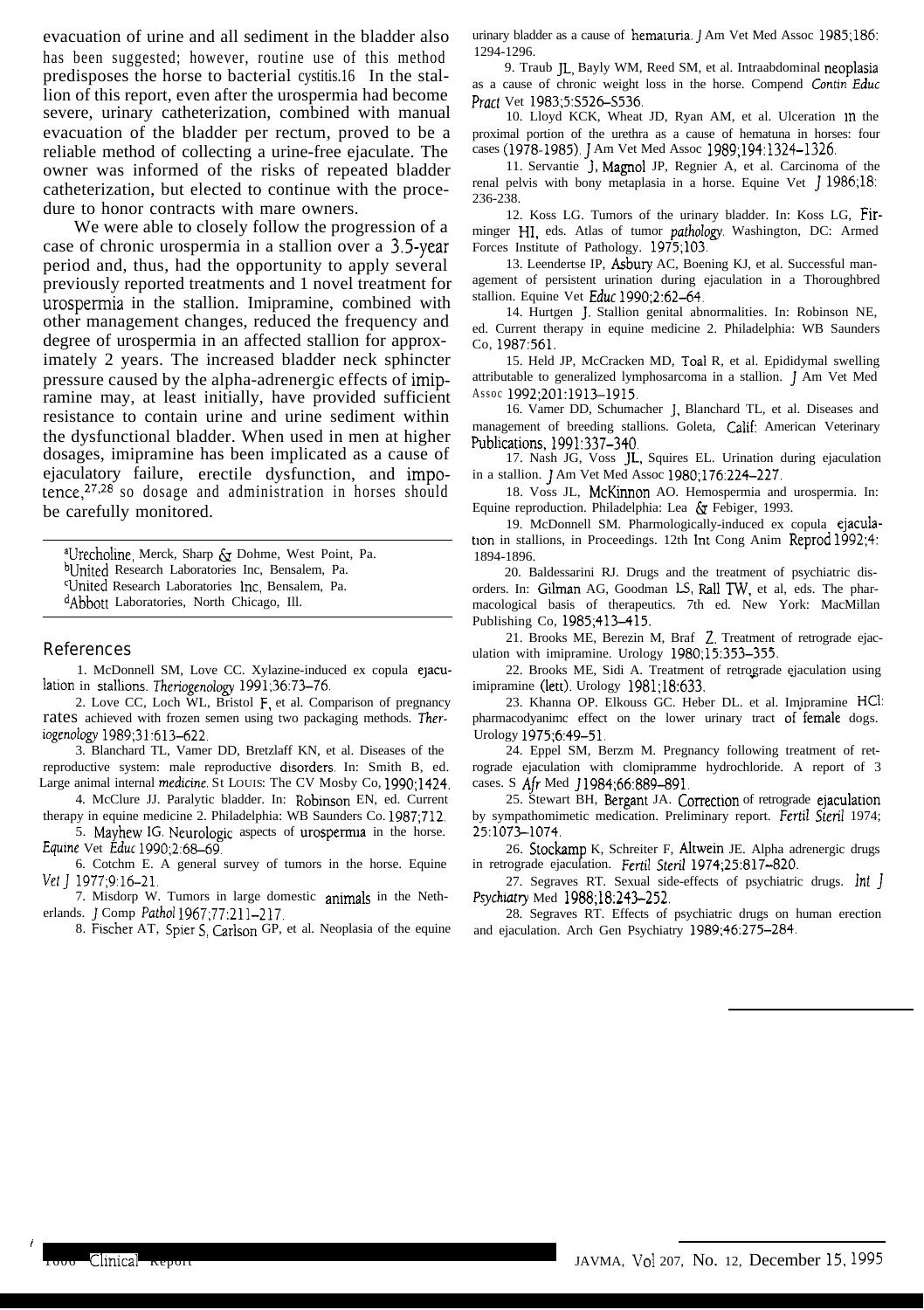evacuation of urine and all sediment in the bladder also has been suggested; however, routine use of this method predisposes the horse to bacterial cystitis.[16] In the stallion of this report, even after the urospermia had become severe, urinary catheterization, combined with manual evacuation of the bladder per rectum, proved to be a reliable method of collecting a urine-free ejaculate. The owner was informed of the risks of repeated bladder catheterization, but elected to continue with the procedure to honor contracts with mare owners.

We were able to closely follow the progression of a case of chronic urospermia in a stallion over a 3.5-year period and, thus, had the opportunity to apply several previously reported treatments and 1 novel treatment for urospermia in the stallion. Imipramine, combined with other management changes, reduced the frequency and degree of urospermia in an affected stallion for approximately 2 years. The increased bladder neck sphincter pressure caused by the alpha-adrenergic effects of imipramine may, at least initially, have provided sufficient resistance to contain urine and urine sediment within the dysfunctional bladder. When used in men at higher dosages, imipramine has been implicated as a cause of ejaculatory failure, erectile dysfunction, and impotence,[27,28] so dosage and administration in horses should be carefully monitored.

[a]Urecholine, Merck, Sharp & Dohme, West Point, Pa.
[b]United Research Laboratories Inc, Bensalem, Pa.
[c]United Research Laboratories Inc, Bensalem, Pa.
[d]Abbott Laboratories, North Chicago, Ill.

## References

1. McDonnell SM, Love CC. Xylazine-induced ex copula ejaculation in stallions. *Theriogenology* 1991;36:73–76.
2. Love CC, Loch WL, Bristol F, et al. Comparison of pregnancy rates achieved with frozen semen using two packaging methods. *Theriogenology* 1989;31:613–622.
3. Blanchard TL, Varner DD, Bretzlaff KN, et al. Diseases of the reproductive system: male reproductive disorders. In: Smith B, ed. Large animal internal *medicine*. St LOUIS: The CV Mosby Co, 1990;1424.
4. McClure JJ. Paralytic bladder. In: Robinson EN, ed. Current therapy in equine medicine 2. Philadelphia: WB Saunders Co. 1987;712.
5. Mayhew IG. Neurologic aspects of urospermia in the horse. *Equine* Vet *Educ* 1990;2:68–69.
6. Cotchin E. A general survey of tumors in the horse. Equine *Vet J* 1977;9:16–21.
7. Misdorp W. Tumors in large domestic animals in the Netherlands. *J* Comp *Pathol* 1967;77:211–217.
8. Fischer AT, Spier S, Carlson GP, et al. Neoplasia of the equine urinary bladder as a cause of hematuria. *J* Am Vet Med Assoc 1985;186: 1294-1296.
9. Traub JL, Bayly WM, Reed SM, et al. Intraabdominal neoplasia as a cause of chronic weight loss in the horse. Compend *Contin Educ Pract* Vet 1983;5:S526–S536.
10. Lloyd KCK, Wheat JD, Ryan AM, et al. Ulceration in the proximal portion of the urethra as a cause of hematuna in horses: four cases (1978-1985). *J* Am Vet Med Assoc 1989;194:1324–1326.
11. Servantie J, Magnol JP, Regnier A, et al. Carcinoma of the renal pelvis with bony metaplasia in a horse. Equine Vet *J* 1986;18: 236-238.
12. Koss LG. Tumors of the urinary bladder. In: Koss LG, Firminger HI, eds. Atlas of tumor *pathology*. Washington, DC: Armed Forces Institute of Pathology. 1975;103.
13. Leendertse IP, Asbury AC, Boening KJ, et al. Successful management of persistent urination during ejaculation in a Thoroughbred stallion. Equine Vet *Educ* 1990;2:62–64.
14. Hurtgen J. Stallion genital abnormalities. In: Robinson NE, ed. Current therapy in equine medicine 2. Philadelphia: WB Saunders Co, 1987:561.
15. Held JP, McCracken MD, Toal R, et al. Epididymal swelling attributable to generalized lymphosarcoma in a stallion. *J* Am Vet Med Assoc 1992;201:1913–1915.
16. Varner DD, Schumacher J, Blanchard TL, et al. Diseases and management of breeding stallions. Goleta, Calif: American Veterinary Publications, 1991:337–340.
17. Nash JG, Voss JL, Squires EL. Urination during ejaculation in a stallion. *J* Am Vet Med Assoc 1980;176:224–227.
18. Voss JL, McKinnon AO. Hemospermia and urospermia. In: Equine reproduction. Philadelphia: Lea & Febiger, 1993.
19. McDonnell SM. Pharmologically-induced ex copula ejaculation in stallions, in Proceedings. 12th Int Cong Anim Reprod 1992;4: 1894-1896.
20. Baldessarini RJ. Drugs and the treatment of psychiatric disorders. In: Gilman AG, Goodman LS, Rall TW, et al, eds. The pharmacological basis of therapeutics. 7th ed. New York: MacMillan Publishing Co, 1985;413–415.
21. Brooks ME, Berezin M, Braf Z. Treatment of retrograde ejaculation with imipramine. Urology 1980;15:353–355.
22. Brooks ME, Sidi A. Treatment of retrograde ejaculation using imipramine (lett). Urology 1981;18:633.
23. Khanna OP. Elkouss GC. Heber DL. et al. Imipramine HCl: pharmacodyanimc effect on the lower urinary tract of female dogs. Urology 1975;6:49–51.
24. Eppel SM, Berzm M. Pregnancy following treatment of retrograde ejaculation with clomipramine hydrochloride. A report of 3 cases. S *Afr* Med *J* 1984;66:889–891.
25. Stewart BH, Bergant JA. Correction of retrograde ejaculation by sympathomimetic medication. Preliminary report. *Fertil Steril* 1974; 25:1073–1074.
26. Stockamp K, Schreiter F, Altwein JE. Alpha adrenergic drugs in retrograde ejaculation. *Fertil Steril* 1974;25:817–820.
27. Segraves RT. Sexual side-effects of psychiatric drugs. *Int J Psychiatry* Med 1988;18:243–252.
28. Segraves RT. Effects of psychiatric drugs on human erection and ejaculation. Arch Gen Psychiatry 1989;46:275–284.